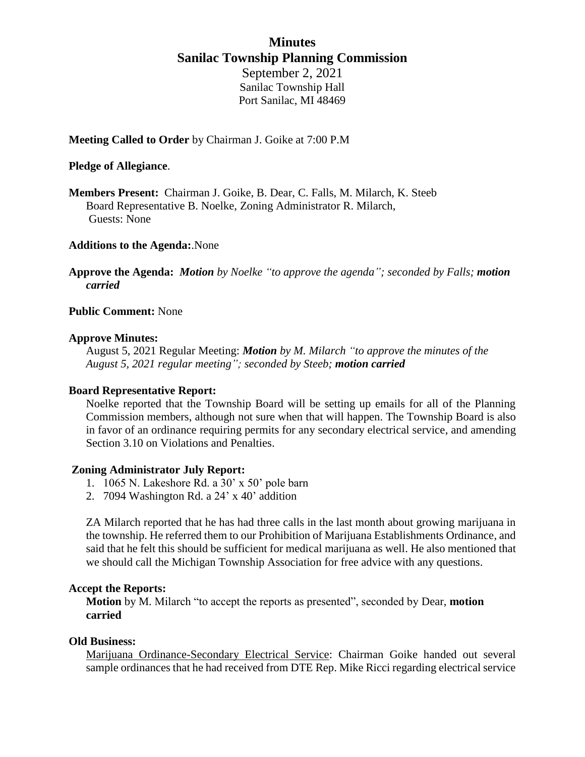# Minutes
## Sanilac Township Planning Commission

September 2, 2021
Sanilac Township Hall
Port Sanilac, MI 48469

**Meeting Called to Order** by Chairman J. Goike at 7:00 P.M

**Pledge of Allegiance**.

**Members Present:** Chairman J. Goike, B. Dear, C. Falls, M. Milarch, K. Steeb
Board Representative B. Noelke, Zoning Administrator R. Milarch,
Guests: None

**Additions to the Agenda:**.None

**Approve the Agenda:** ***Motion*** *by Noelke "to approve the agenda"; seconded by Falls;* ***motion carried***

**Public Comment:** None

**Approve Minutes:**

August 5, 2021 Regular Meeting: ***Motion*** *by M. Milarch "to approve the minutes of the August 5, 2021 regular meeting"; seconded by Steeb;* ***motion carried***

**Board Representative Report:**

Noelke reported that the Township Board will be setting up emails for all of the Planning Commission members, although not sure when that will happen. The Township Board is also in favor of an ordinance requiring permits for any secondary electrical service, and amending Section 3.10 on Violations and Penalties.

**Zoning Administrator July Report:**

1. 1065 N. Lakeshore Rd. a 30' x 50' pole barn
2. 7094 Washington Rd. a 24' x 40' addition

ZA Milarch reported that he has had three calls in the last month about growing marijuana in the township. He referred them to our Prohibition of Marijuana Establishments Ordinance, and said that he felt this should be sufficient for medical marijuana as well. He also mentioned that we should call the Michigan Township Association for free advice with any questions.

**Accept the Reports:**

**Motion** by M. Milarch "to accept the reports as presented", seconded by Dear, **motion carried**

**Old Business:**

<u>Marijuana Ordinance-Secondary Electrical Service</u>: Chairman Goike handed out several sample ordinances that he had received from DTE Rep. Mike Ricci regarding electrical service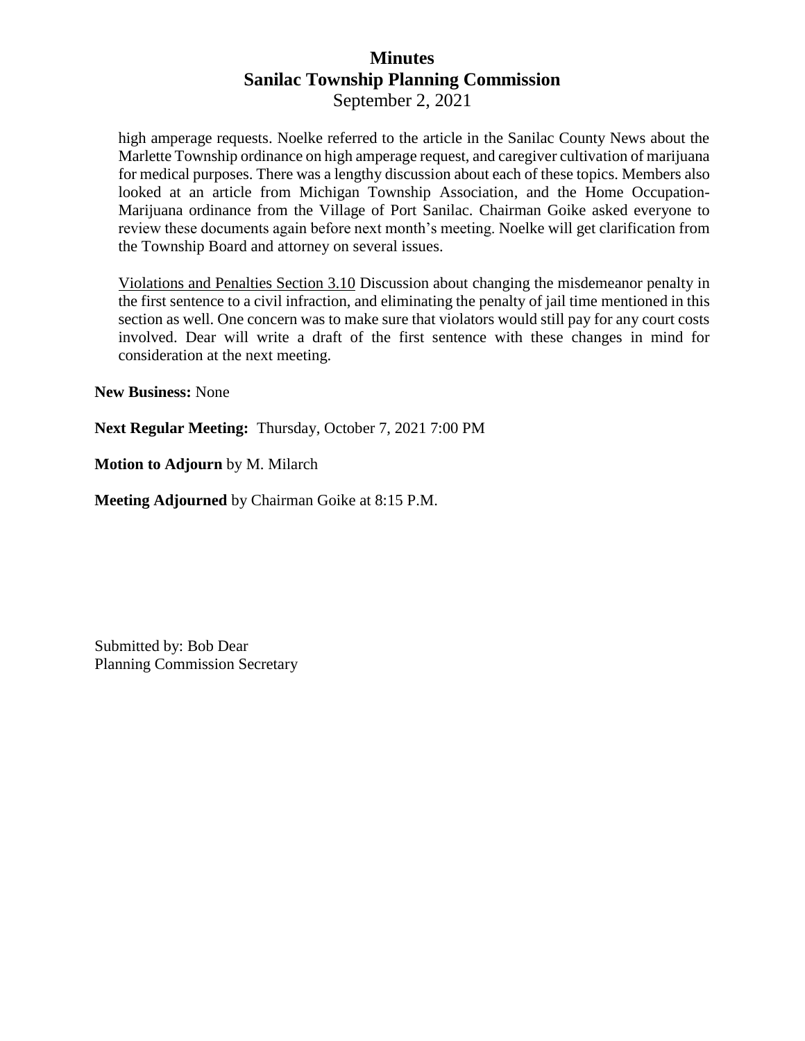high amperage requests. Noelke referred to the article in the Sanilac County News about the Marlette Township ordinance on high amperage request, and caregiver cultivation of marijuana for medical purposes. There was a lengthy discussion about each of these topics. Members also looked at an article from Michigan Township Association, and the Home Occupation-Marijuana ordinance from the Village of Port Sanilac. Chairman Goike asked everyone to review these documents again before next month's meeting. Noelke will get clarification from the Township Board and attorney on several issues.

<u>Violations and Penalties Section 3.10</u> Discussion about changing the misdemeanor penalty in the first sentence to a civil infraction, and eliminating the penalty of jail time mentioned in this section as well. One concern was to make sure that violators would still pay for any court costs involved. Dear will write a draft of the first sentence with these changes in mind for consideration at the next meeting.

**New Business:** None

**Next Regular Meeting:** Thursday, October 7, 2021 7:00 PM

**Motion to Adjourn** by M. Milarch

**Meeting Adjourned** by Chairman Goike at 8:15 P.M.

Submitted by: Bob Dear
Planning Commission Secretary